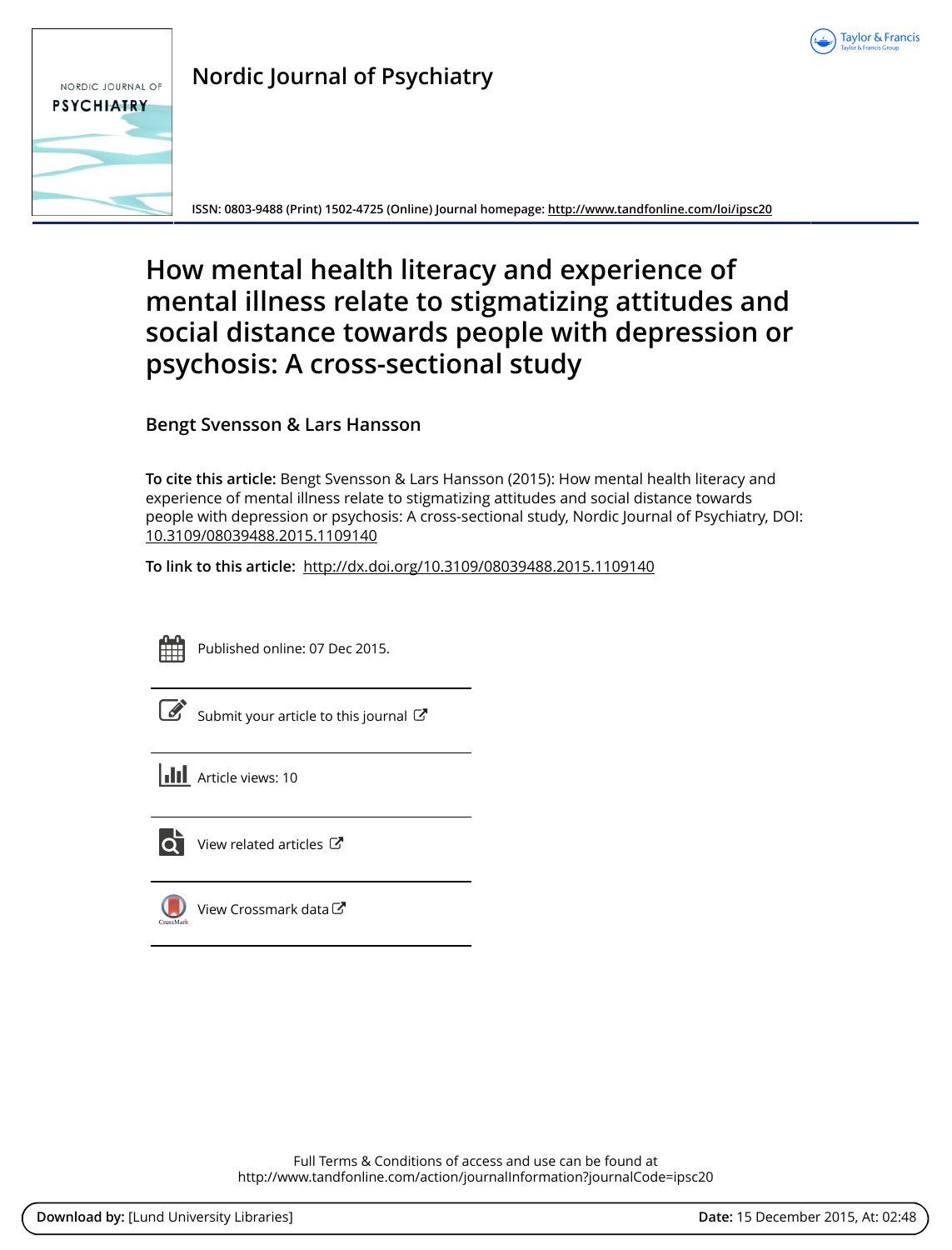# Nordic Journal of Psychiatry

ISSN: 0803-9488 (Print) 1502-4725 (Online) Journal homepage: http://www.tandfonline.com/loi/ipsc20

# How mental health literacy and experience of mental illness relate to stigmatizing attitudes and social distance towards people with depression or psychosis: A cross-sectional study

Bengt Svensson & Lars Hansson

**To cite this article:** Bengt Svensson & Lars Hansson (2015): How mental health literacy and experience of mental illness relate to stigmatizing attitudes and social distance towards people with depression or psychosis: A cross-sectional study, Nordic Journal of Psychiatry, DOI: 10.3109/08039488.2015.1109140

**To link to this article:** http://dx.doi.org/10.3109/08039488.2015.1109140

Published online: 07 Dec 2015.

Submit your article to this journal

Article views: 10

View related articles

View Crossmark data

Full Terms & Conditions of access and use can be found at
http://www.tandfonline.com/action/journalInformation?journalCode=ipsc20

**Download by:** [Lund University Libraries] **Date:** 15 December 2015, At: 02:48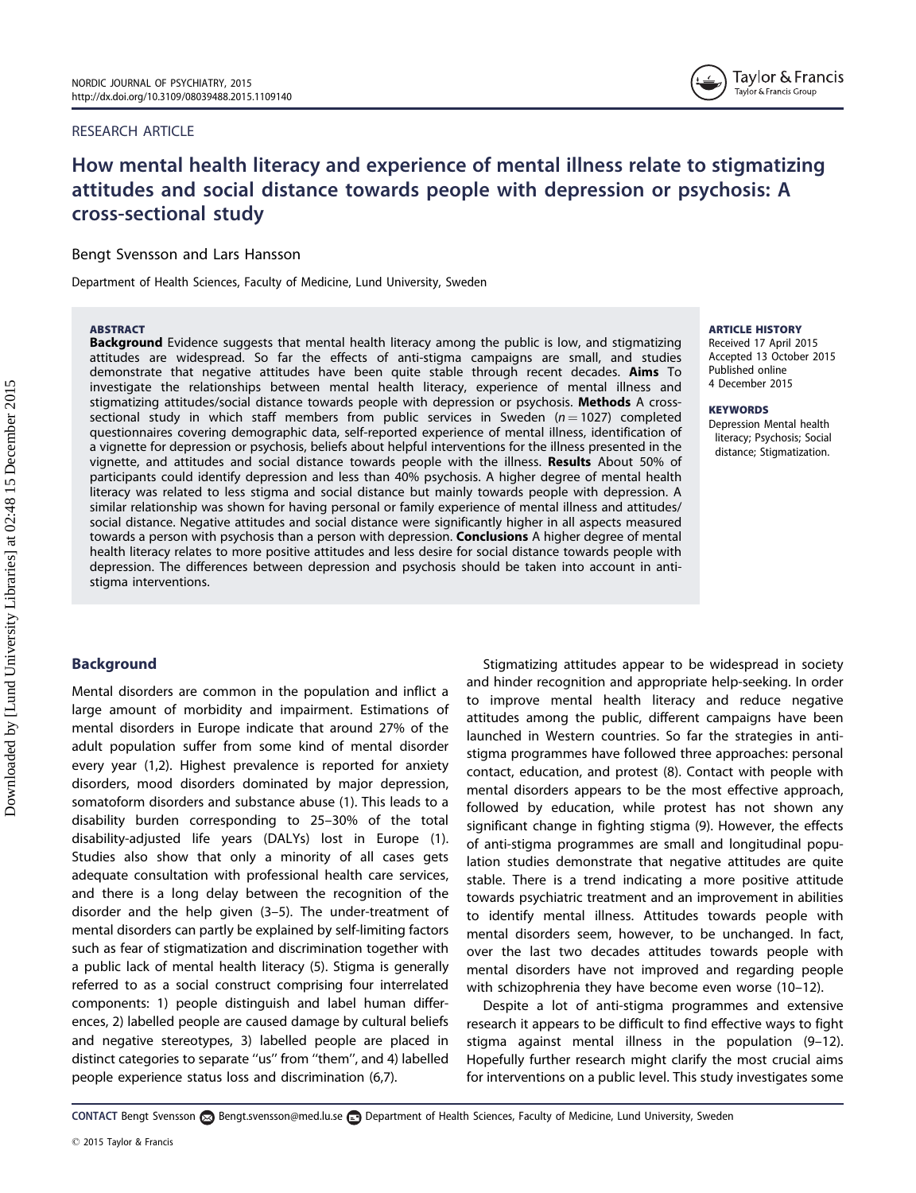# How mental health literacy and experience of mental illness relate to stigmatizing attitudes and social distance towards people with depression or psychosis: A cross-sectional study

Bengt Svensson and Lars Hansson

Department of Health Sciences, Faculty of Medicine, Lund University, Sweden

**ABSTRACT**

**Background** Evidence suggests that mental health literacy among the public is low, and stigmatizing attitudes are widespread. So far the effects of anti-stigma campaigns are small, and studies demonstrate that negative attitudes have been quite stable through recent decades. **Aims** To investigate the relationships between mental health literacy, experience of mental illness and stigmatizing attitudes/social distance towards people with depression or psychosis. **Methods** A cross-sectional study in which staff members from public services in Sweden ($n = 1027$) completed questionnaires covering demographic data, self-reported experience of mental illness, identification of a vignette for depression or psychosis, beliefs about helpful interventions for the illness presented in the vignette, and attitudes and social distance towards people with the illness. **Results** About 50% of participants could identify depression and less than 40% psychosis. A higher degree of mental health literacy was related to less stigma and social distance but mainly towards people with depression. A similar relationship was shown for having personal or family experience of mental illness and attitudes/social distance. Negative attitudes and social distance were significantly higher in all aspects measured towards a person with psychosis than a person with depression. **Conclusions** A higher degree of mental health literacy relates to more positive attitudes and less desire for social distance towards people with depression. The differences between depression and psychosis should be taken into account in anti-stigma interventions.

**ARTICLE HISTORY**
Received 17 April 2015
Accepted 13 October 2015
Published online 4 December 2015

**KEYWORDS**
Depression Mental health literacy; Psychosis; Social distance; Stigmatization.

## Background

Mental disorders are common in the population and inflict a large amount of morbidity and impairment. Estimations of mental disorders in Europe indicate that around 27% of the adult population suffer from some kind of mental disorder every year (1,2). Highest prevalence is reported for anxiety disorders, mood disorders dominated by major depression, somatoform disorders and substance abuse (1). This leads to a disability burden corresponding to 25–30% of the total disability-adjusted life years (DALYs) lost in Europe (1). Studies also show that only a minority of all cases gets adequate consultation with professional health care services, and there is a long delay between the recognition of the disorder and the help given (3–5). The under-treatment of mental disorders can partly be explained by self-limiting factors such as fear of stigmatization and discrimination together with a public lack of mental health literacy (5). Stigma is generally referred to as a social construct comprising four interrelated components: 1) people distinguish and label human differences, 2) labelled people are caused damage by cultural beliefs and negative stereotypes, 3) labelled people are placed in distinct categories to separate ''us'' from ''them'', and 4) labelled people experience status loss and discrimination (6,7).

Stigmatizing attitudes appear to be widespread in society and hinder recognition and appropriate help-seeking. In order to improve mental health literacy and reduce negative attitudes among the public, different campaigns have been launched in Western countries. So far the strategies in anti-stigma programmes have followed three approaches: personal contact, education, and protest (8). Contact with people with mental disorders appears to be the most effective approach, followed by education, while protest has not shown any significant change in fighting stigma (9). However, the effects of anti-stigma programmes are small and longitudinal population studies demonstrate that negative attitudes are quite stable. There is a trend indicating a more positive attitude towards psychiatric treatment and an improvement in abilities to identify mental illness. Attitudes towards people with mental disorders seem, however, to be unchanged. In fact, over the last two decades attitudes towards people with mental disorders have not improved and regarding people with schizophrenia they have become even worse (10–12).

Despite a lot of anti-stigma programmes and extensive research it appears to be difficult to find effective ways to fight stigma against mental illness in the population (9–12). Hopefully further research might clarify the most crucial aims for interventions on a public level. This study investigates some

CONTACT Bengt Svensson Bengt.svensson@med.lu.se Department of Health Sciences, Faculty of Medicine, Lund University, Sweden

© 2015 Taylor & Francis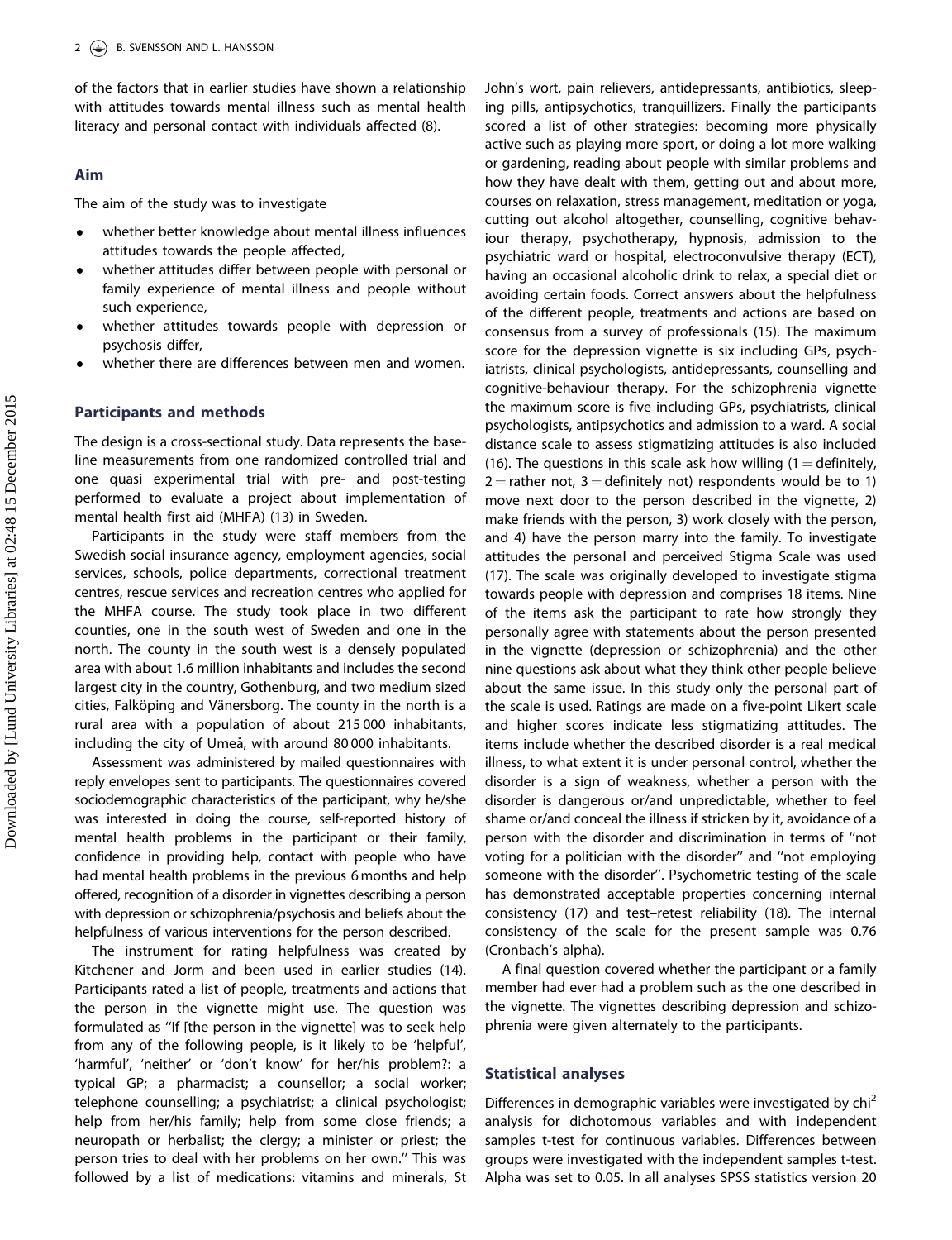of the factors that in earlier studies have shown a relationship with attitudes towards mental illness such as mental health literacy and personal contact with individuals affected (8).

### Aim

The aim of the study was to investigate

- whether better knowledge about mental illness influences attitudes towards the people affected,
- whether attitudes differ between people with personal or family experience of mental illness and people without such experience,
- whether attitudes towards people with depression or psychosis differ,
- whether there are differences between men and women.

## Participants and methods

The design is a cross-sectional study. Data represents the baseline measurements from one randomized controlled trial and one quasi experimental trial with pre- and post-testing performed to evaluate a project about implementation of mental health first aid (MHFA) (13) in Sweden.

Participants in the study were staff members from the Swedish social insurance agency, employment agencies, social services, schools, police departments, correctional treatment centres, rescue services and recreation centres who applied for the MHFA course. The study took place in two different counties, one in the south west of Sweden and one in the north. The county in the south west is a densely populated area with about 1.6 million inhabitants and includes the second largest city in the country, Gothenburg, and two medium sized cities, Falköping and Vänersborg. The county in the north is a rural area with a population of about 215 000 inhabitants, including the city of Umeå, with around 80 000 inhabitants.

Assessment was administered by mailed questionnaires with reply envelopes sent to participants. The questionnaires covered sociodemographic characteristics of the participant, why he/she was interested in doing the course, self-reported history of mental health problems in the participant or their family, confidence in providing help, contact with people who have had mental health problems in the previous 6 months and help offered, recognition of a disorder in vignettes describing a person with depression or schizophrenia/psychosis and beliefs about the helpfulness of various interventions for the person described.

The instrument for rating helpfulness was created by Kitchener and Jorm and been used in earlier studies (14). Participants rated a list of people, treatments and actions that the person in the vignette might use. The question was formulated as ''If [the person in the vignette] was to seek help from any of the following people, is it likely to be 'helpful', 'harmful', 'neither' or 'don't know' for her/his problem?: a typical GP; a pharmacist; a counsellor; a social worker; telephone counselling; a psychiatrist; a clinical psychologist; help from her/his family; help from some close friends; a neuropath or herbalist; the clergy; a minister or priest; the person tries to deal with her problems on her own.'' This was followed by a list of medications: vitamins and minerals, St John's wort, pain relievers, antidepressants, antibiotics, sleeping pills, antipsychotics, tranquillizers. Finally the participants scored a list of other strategies: becoming more physically active such as playing more sport, or doing a lot more walking or gardening, reading about people with similar problems and how they have dealt with them, getting out and about more, courses on relaxation, stress management, meditation or yoga, cutting out alcohol altogether, counselling, cognitive behaviour therapy, psychotherapy, hypnosis, admission to the psychiatric ward or hospital, electroconvulsive therapy (ECT), having an occasional alcoholic drink to relax, a special diet or avoiding certain foods. Correct answers about the helpfulness of the different people, treatments and actions are based on consensus from a survey of professionals (15). The maximum score for the depression vignette is six including GPs, psychiatrists, clinical psychologists, antidepressants, counselling and cognitive-behaviour therapy. For the schizophrenia vignette the maximum score is five including GPs, psychiatrists, clinical psychologists, antipsychotics and admission to a ward. A social distance scale to assess stigmatizing attitudes is also included (16). The questions in this scale ask how willing (1 = definitely, 2 = rather not, 3 = definitely not) respondents would be to 1) move next door to the person described in the vignette, 2) make friends with the person, 3) work closely with the person, and 4) have the person marry into the family. To investigate attitudes the personal and perceived Stigma Scale was used (17). The scale was originally developed to investigate stigma towards people with depression and comprises 18 items. Nine of the items ask the participant to rate how strongly they personally agree with statements about the person presented in the vignette (depression or schizophrenia) and the other nine questions ask about what they think other people believe about the same issue. In this study only the personal part of the scale is used. Ratings are made on a five-point Likert scale and higher scores indicate less stigmatizing attitudes. The items include whether the described disorder is a real medical illness, to what extent it is under personal control, whether the disorder is a sign of weakness, whether a person with the disorder is dangerous or/and unpredictable, whether to feel shame or/and conceal the illness if stricken by it, avoidance of a person with the disorder and discrimination in terms of ''not voting for a politician with the disorder'' and ''not employing someone with the disorder''. Psychometric testing of the scale has demonstrated acceptable properties concerning internal consistency (17) and test–retest reliability (18). The internal consistency of the scale for the present sample was 0.76 (Cronbach's alpha).

A final question covered whether the participant or a family member had ever had a problem such as the one described in the vignette. The vignettes describing depression and schizophrenia were given alternately to the participants.

## Statistical analyses

Differences in demographic variables were investigated by $chi^2$ analysis for dichotomous variables and with independent samples t-test for continuous variables. Differences between groups were investigated with the independent samples t-test. Alpha was set to 0.05. In all analyses SPSS statistics version 20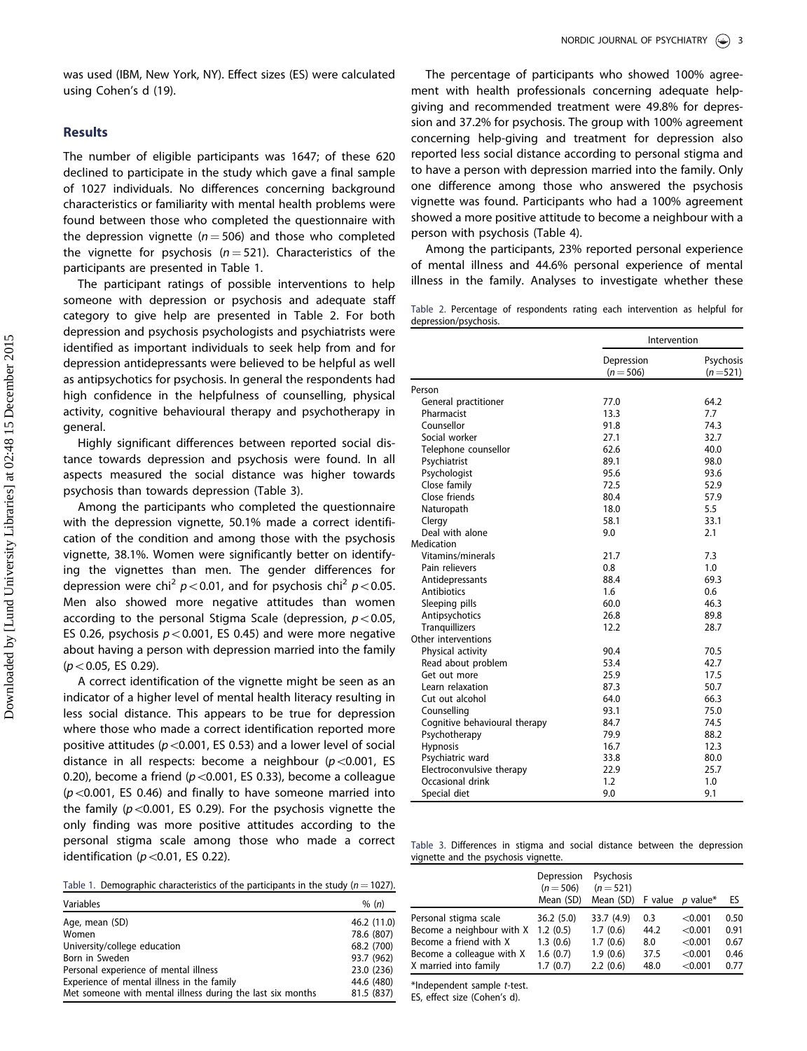was used (IBM, New York, NY). Effect sizes (ES) were calculated using Cohen's d (19).

## Results

The number of eligible participants was 1647; of these 620 declined to participate in the study which gave a final sample of 1027 individuals. No differences concerning background characteristics or familiarity with mental health problems were found between those who completed the questionnaire with the depression vignette ($n = 506$) and those who completed the vignette for psychosis ($n = 521$). Characteristics of the participants are presented in Table 1.

The participant ratings of possible interventions to help someone with depression or psychosis and adequate staff category to give help are presented in Table 2. For both depression and psychosis psychologists and psychiatrists were identified as important individuals to seek help from and for depression antidepressants were believed to be helpful as well as antipsychotics for psychosis. In general the respondents had high confidence in the helpfulness of counselling, physical activity, cognitive behavioural therapy and psychotherapy in general.

Highly significant differences between reported social distance towards depression and psychosis were found. In all aspects measured the social distance was higher towards psychosis than towards depression (Table 3).

Among the participants who completed the questionnaire with the depression vignette, 50.1% made a correct identification of the condition and among those with the psychosis vignette, 38.1%. Women were significantly better on identifying the vignettes than men. The gender differences for depression were chi$^2$ $p < 0.01$, and for psychosis chi$^2$ $p < 0.05$. Men also showed more negative attitudes than women according to the personal Stigma Scale (depression, $p < 0.05$, ES 0.26, psychosis $p < 0.001$, ES 0.45) and were more negative about having a person with depression married into the family ($p < 0.05$, ES 0.29).

A correct identification of the vignette might be seen as an indicator of a higher level of mental health literacy resulting in less social distance. This appears to be true for depression where those who made a correct identification reported more positive attitudes ($p < 0.001$, ES 0.53) and a lower level of social distance in all respects: become a neighbour ($p < 0.001$, ES 0.20), become a friend ($p < 0.001$, ES 0.33), become a colleague ($p < 0.001$, ES 0.46) and finally to have someone married into the family ($p < 0.001$, ES 0.29). For the psychosis vignette the only finding was more positive attitudes according to the personal stigma scale among those who made a correct identification ($p < 0.01$, ES 0.22).

Table 1. Demographic characteristics of the participants in the study ($n = 1027$).

| Variables | % (n) |
|---|---|
| Age, mean (SD) | 46.2 (11.0) |
| Women | 78.6 (807) |
| University/college education | 68.2 (700) |
| Born in Sweden | 93.7 (962) |
| Personal experience of mental illness | 23.0 (236) |
| Experience of mental illness in the family | 44.6 (480) |
| Met someone with mental illness during the last six months | 81.5 (837) |

The percentage of participants who showed 100% agreement with health professionals concerning adequate help-giving and recommended treatment were 49.8% for depression and 37.2% for psychosis. The group with 100% agreement concerning help-giving and treatment for depression also reported less social distance according to personal stigma and to have a person with depression married into the family. Only one difference among those who answered the psychosis vignette was found. Participants who had a 100% agreement showed a more positive attitude to become a neighbour with a person with psychosis (Table 4).

Among the participants, 23% reported personal experience of mental illness and 44.6% personal experience of mental illness in the family. Analyses to investigate whether these

Table 2. Percentage of respondents rating each intervention as helpful for depression/psychosis.

| | Intervention | |
|---|---|---|
| | Depression ($n = 506$) | Psychosis ($n = 521$) |
| Person | | |
| General practitioner | 77.0 | 64.2 |
| Pharmacist | 13.3 | 7.7 |
| Counsellor | 91.8 | 74.3 |
| Social worker | 27.1 | 32.7 |
| Telephone counsellor | 62.6 | 40.0 |
| Psychiatrist | 89.1 | 98.0 |
| Psychologist | 95.6 | 93.6 |
| Close family | 72.5 | 52.9 |
| Close friends | 80.4 | 57.9 |
| Naturopath | 18.0 | 5.5 |
| Clergy | 58.1 | 33.1 |
| Deal with alone | 9.0 | 2.1 |
| Medication | | |
| Vitamins/minerals | 21.7 | 7.3 |
| Pain relievers | 0.8 | 1.0 |
| Antidepressants | 88.4 | 69.3 |
| Antibiotics | 1.6 | 0.6 |
| Sleeping pills | 60.0 | 46.3 |
| Antipsychotics | 26.8 | 89.8 |
| Tranquillizers | 12.2 | 28.7 |
| Other interventions | | |
| Physical activity | 90.4 | 70.5 |
| Read about problem | 53.4 | 42.7 |
| Get out more | 25.9 | 17.5 |
| Learn relaxation | 87.3 | 50.7 |
| Cut out alcohol | 64.0 | 66.3 |
| Counselling | 93.1 | 75.0 |
| Cognitive behavioural therapy | 84.7 | 74.5 |
| Psychotherapy | 79.9 | 88.2 |
| Hypnosis | 16.7 | 12.3 |
| Psychiatric ward | 33.8 | 80.0 |
| Electroconvulsive therapy | 22.9 | 25.7 |
| Occasional drink | 1.2 | 1.0 |
| Special diet | 9.0 | 9.1 |

Table 3. Differences in stigma and social distance between the depression vignette and the psychosis vignette.

| | Depression ($n = 506$) Mean (SD) | Psychosis ($n = 521$) Mean (SD) | F value | p value* | ES |
|---|---|---|---|---|---|
| Personal stigma scale | 36.2 (5.0) | 33.7 (4.9) | 0.3 | <0.001 | 0.50 |
| Become a neighbour with X | 1.2 (0.5) | 1.7 (0.6) | 44.2 | <0.001 | 0.91 |
| Become a friend with X | 1.3 (0.6) | 1.7 (0.6) | 8.0 | <0.001 | 0.67 |
| Become a colleague with X | 1.6 (0.7) | 1.9 (0.6) | 37.5 | <0.001 | 0.46 |
| X married into family | 1.7 (0.7) | 2.2 (0.6) | 48.0 | <0.001 | 0.77 |

*Independent sample t-test.
ES, effect size (Cohen's d).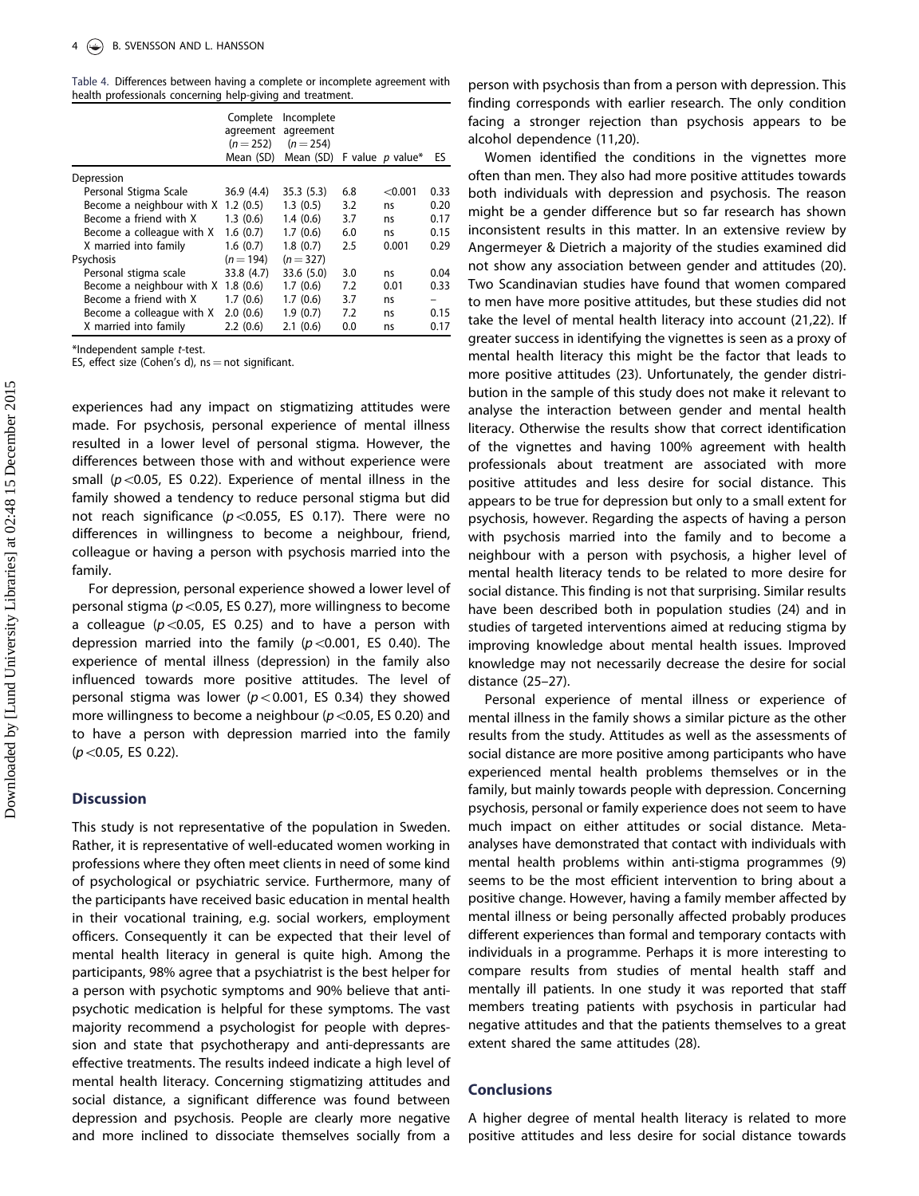Table 4. Differences between having a complete or incomplete agreement with health professionals concerning help-giving and treatment.

| | Complete agreement ($n = 252$) Mean (SD) | Incomplete agreement ($n = 254$) Mean (SD) | F value | $p$ value* | ES |
|---|---|---|---|---|---|
| Depression | | | | | |
| Personal Stigma Scale | 36.9 (4.4) | 35.3 (5.3) | 6.8 | <0.001 | 0.33 |
| Become a neighbour with X | 1.2 (0.5) | 1.3 (0.5) | 3.2 | ns | 0.20 |
| Become a friend with X | 1.3 (0.6) | 1.4 (0.6) | 3.7 | ns | 0.17 |
| Become a colleague with X | 1.6 (0.7) | 1.7 (0.6) | 6.0 | ns | 0.15 |
| X married into family | 1.6 (0.7) | 1.8 (0.7) | 2.5 | 0.001 | 0.29 |
| Psychosis | ($n = 194$) | ($n = 327$) | | | |
| Personal stigma scale | 33.8 (4.7) | 33.6 (5.0) | 3.0 | ns | 0.04 |
| Become a neighbour with X | 1.8 (0.6) | 1.7 (0.6) | 7.2 | 0.01 | 0.33 |
| Become a friend with X | 1.7 (0.6) | 1.7 (0.6) | 3.7 | ns | – |
| Become a colleague with X | 2.0 (0.6) | 1.9 (0.7) | 7.2 | ns | 0.15 |
| X married into family | 2.2 (0.6) | 2.1 (0.6) | 0.0 | ns | 0.17 |

*Independent sample *t*-test.
ES, effect size (Cohen's d), ns = not significant.

experiences had any impact on stigmatizing attitudes were made. For psychosis, personal experience of mental illness resulted in a lower level of personal stigma. However, the differences between those with and without experience were small ($p < 0.05$, ES 0.22). Experience of mental illness in the family showed a tendency to reduce personal stigma but did not reach significance ($p < 0.055$, ES 0.17). There were no differences in willingness to become a neighbour, friend, colleague or having a person with psychosis married into the family.

For depression, personal experience showed a lower level of personal stigma ($p < 0.05$, ES 0.27), more willingness to become a colleague ($p < 0.05$, ES 0.25) and to have a person with depression married into the family ($p < 0.001$, ES 0.40). The experience of mental illness (depression) in the family also influenced towards more positive attitudes. The level of personal stigma was lower ($p < 0.001$, ES 0.34) they showed more willingness to become a neighbour ($p < 0.05$, ES 0.20) and to have a person with depression married into the family ($p < 0.05$, ES 0.22).

## Discussion

This study is not representative of the population in Sweden. Rather, it is representative of well-educated women working in professions where they often meet clients in need of some kind of psychological or psychiatric service. Furthermore, many of the participants have received basic education in mental health in their vocational training, e.g. social workers, employment officers. Consequently it can be expected that their level of mental health literacy in general is quite high. Among the participants, 98% agree that a psychiatrist is the best helper for a person with psychotic symptoms and 90% believe that anti-psychotic medication is helpful for these symptoms. The vast majority recommend a psychologist for people with depression and state that psychotherapy and anti-depressants are effective treatments. The results indeed indicate a high level of mental health literacy. Concerning stigmatizing attitudes and social distance, a significant difference was found between depression and psychosis. People are clearly more negative and more inclined to dissociate themselves socially from a person with psychosis than from a person with depression. This finding corresponds with earlier research. The only condition facing a stronger rejection than psychosis appears to be alcohol dependence (11,20).

Women identified the conditions in the vignettes more often than men. They also had more positive attitudes towards both individuals with depression and psychosis. The reason might be a gender difference but so far research has shown inconsistent results in this matter. In an extensive review by Angermeyer & Dietrich a majority of the studies examined did not show any association between gender and attitudes (20). Two Scandinavian studies have found that women compared to men have more positive attitudes, but these studies did not take the level of mental health literacy into account (21,22). If greater success in identifying the vignettes is seen as a proxy of mental health literacy this might be the factor that leads to more positive attitudes (23). Unfortunately, the gender distribution in the sample of this study does not make it relevant to analyse the interaction between gender and mental health literacy. Otherwise the results show that correct identification of the vignettes and having 100% agreement with health professionals about treatment are associated with more positive attitudes and less desire for social distance. This appears to be true for depression but only to a small extent for psychosis, however. Regarding the aspects of having a person with psychosis married into the family and to become a neighbour with a person with psychosis, a higher level of mental health literacy tends to be related to more desire for social distance. This finding is not that surprising. Similar results have been described both in population studies (24) and in studies of targeted interventions aimed at reducing stigma by improving knowledge about mental health issues. Improved knowledge may not necessarily decrease the desire for social distance (25–27).

Personal experience of mental illness or experience of mental illness in the family shows a similar picture as the other results from the study. Attitudes as well as the assessments of social distance are more positive among participants who have experienced mental health problems themselves or in the family, but mainly towards people with depression. Concerning psychosis, personal or family experience does not seem to have much impact on either attitudes or social distance. Meta-analyses have demonstrated that contact with individuals with mental health problems within anti-stigma programmes (9) seems to be the most efficient intervention to bring about a positive change. However, having a family member affected by mental illness or being personally affected probably produces different experiences than formal and temporary contacts with individuals in a programme. Perhaps it is more interesting to compare results from studies of mental health staff and mentally ill patients. In one study it was reported that staff members treating patients with psychosis in particular had negative attitudes and that the patients themselves to a great extent shared the same attitudes (28).

## Conclusions

A higher degree of mental health literacy is related to more positive attitudes and less desire for social distance towards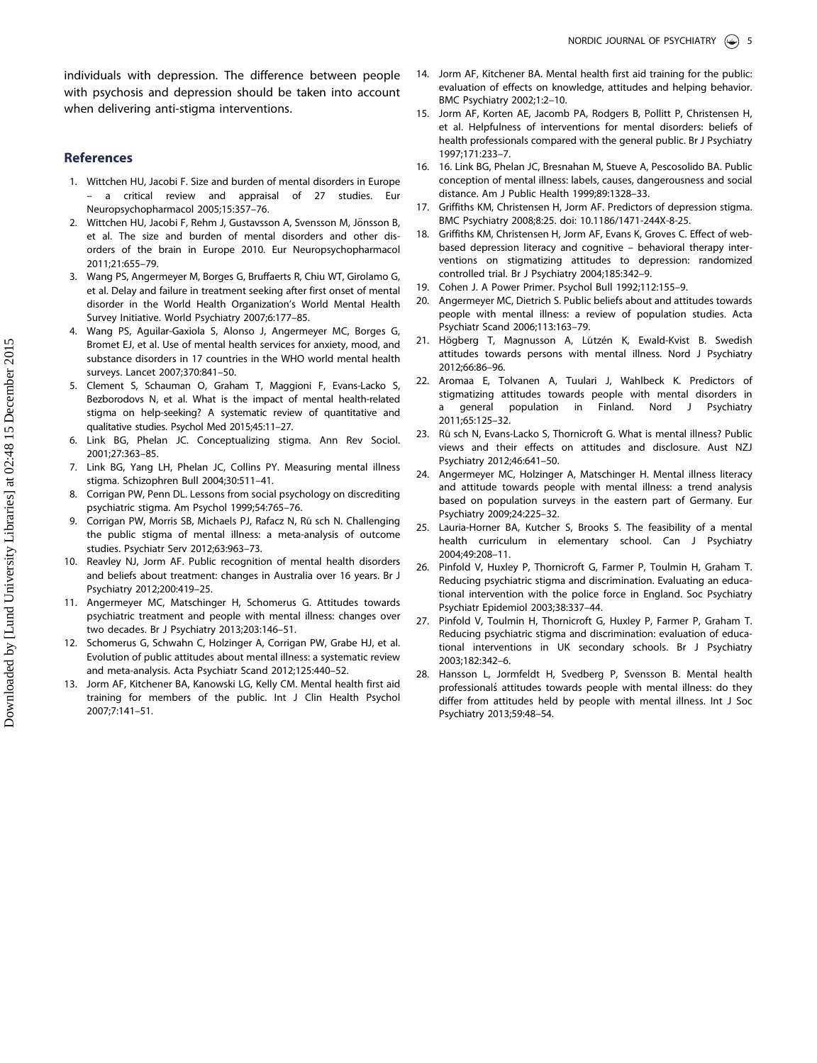individuals with depression. The difference between people with psychosis and depression should be taken into account when delivering anti-stigma interventions.

## References

1. Wittchen HU, Jacobi F. Size and burden of mental disorders in Europe – a critical review and appraisal of 27 studies. Eur Neuropsychopharmacol 2005;15:357–76.
2. Wittchen HU, Jacobi F, Rehm J, Gustavsson A, Svensson M, Jönsson B, et al. The size and burden of mental disorders and other disorders of the brain in Europe 2010. Eur Neuropsychopharmacol 2011;21:655–79.
3. Wang PS, Angermeyer M, Borges G, Bruffaerts R, Chiu WT, Girolamo G, et al. Delay and failure in treatment seeking after first onset of mental disorder in the World Health Organization's World Mental Health Survey Initiative. World Psychiatry 2007;6:177–85.
4. Wang PS, Aguilar-Gaxiola S, Alonso J, Angermeyer MC, Borges G, Bromet EJ, et al. Use of mental health services for anxiety, mood, and substance disorders in 17 countries in the WHO world mental health surveys. Lancet 2007;370:841–50.
5. Clement S, Schauman O, Graham T, Maggioni F, Evans-Lacko S, Bezborodovs N, et al. What is the impact of mental health-related stigma on help-seeking? A systematic review of quantitative and qualitative studies. Psychol Med 2015;45:11–27.
6. Link BG, Phelan JC. Conceptualizing stigma. Ann Rev Sociol. 2001;27:363–85.
7. Link BG, Yang LH, Phelan JC, Collins PY. Measuring mental illness stigma. Schizophren Bull 2004;30:511–41.
8. Corrigan PW, Penn DL. Lessons from social psychology on discrediting psychiatric stigma. Am Psychol 1999;54:765–76.
9. Corrigan PW, Morris SB, Michaels PJ, Rafacz N, Rü sch N. Challenging the public stigma of mental illness: a meta-analysis of outcome studies. Psychiatr Serv 2012;63:963–73.
10. Reavley NJ, Jorm AF. Public recognition of mental health disorders and beliefs about treatment: changes in Australia over 16 years. Br J Psychiatry 2012;200:419–25.
11. Angermeyer MC, Matschinger H, Schomerus G. Attitudes towards psychiatric treatment and people with mental illness: changes over two decades. Br J Psychiatry 2013;203:146–51.
12. Schomerus G, Schwahn C, Holzinger A, Corrigan PW, Grabe HJ, et al. Evolution of public attitudes about mental illness: a systematic review and meta-analysis. Acta Psychiatr Scand 2012;125:440–52.
13. Jorm AF, Kitchener BA, Kanowski LG, Kelly CM. Mental health first aid training for members of the public. Int J Clin Health Psychol 2007;7:141–51.
14. Jorm AF, Kitchener BA. Mental health first aid training for the public: evaluation of effects on knowledge, attitudes and helping behavior. BMC Psychiatry 2002;1:2–10.
15. Jorm AF, Korten AE, Jacomb PA, Rodgers B, Pollitt P, Christensen H, et al. Helpfulness of interventions for mental disorders: beliefs of health professionals compared with the general public. Br J Psychiatry 1997;171:233–7.
16. 16. Link BG, Phelan JC, Bresnahan M, Stueve A, Pescosolido BA. Public conception of mental illness: labels, causes, dangerousness and social distance. Am J Public Health 1999;89:1328–33.
17. Griffiths KM, Christensen H, Jorm AF. Predictors of depression stigma. BMC Psychiatry 2008;8:25. doi: 10.1186/1471-244X-8-25.
18. Griffiths KM, Christensen H, Jorm AF, Evans K, Groves C. Effect of web-based depression literacy and cognitive – behavioral therapy interventions on stigmatizing attitudes to depression: randomized controlled trial. Br J Psychiatry 2004;185:342–9.
19. Cohen J. A Power Primer. Psychol Bull 1992;112:155–9.
20. Angermeyer MC, Dietrich S. Public beliefs about and attitudes towards people with mental illness: a review of population studies. Acta Psychiatr Scand 2006;113:163–79.
21. Högberg T, Magnusson A, Lützén K, Ewald-Kvist B. Swedish attitudes towards persons with mental illness. Nord J Psychiatry 2012;66:86–96.
22. Aromaa E, Tolvanen A, Tuulari J, Wahlbeck K. Predictors of stigmatizing attitudes towards people with mental disorders in a general population in Finland. Nord J Psychiatry 2011;65:125–32.
23. Rü sch N, Evans-Lacko S, Thornicroft G. What is mental illness? Public views and their effects on attitudes and disclosure. Aust NZJ Psychiatry 2012;46:641–50.
24. Angermeyer MC, Holzinger A, Matschinger H. Mental illness literacy and attitude towards people with mental illness: a trend analysis based on population surveys in the eastern part of Germany. Eur Psychiatry 2009;24:225–32.
25. Lauria-Horner BA, Kutcher S, Brooks S. The feasibility of a mental health curriculum in elementary school. Can J Psychiatry 2004;49:208–11.
26. Pinfold V, Huxley P, Thornicroft G, Farmer P, Toulmin H, Graham T. Reducing psychiatric stigma and discrimination. Evaluating an educational intervention with the police force in England. Soc Psychiatry Psychiatr Epidemiol 2003;38:337–44.
27. Pinfold V, Toulmin H, Thornicroft G, Huxley P, Farmer P, Graham T. Reducing psychiatric stigma and discrimination: evaluation of educational interventions in UK secondary schools. Br J Psychiatry 2003;182:342–6.
28. Hansson L, Jormfeldt H, Svedberg P, Svensson B. Mental health professionalś attitudes towards people with mental illness: do they differ from attitudes held by people with mental illness. Int J Soc Psychiatry 2013;59:48–54.